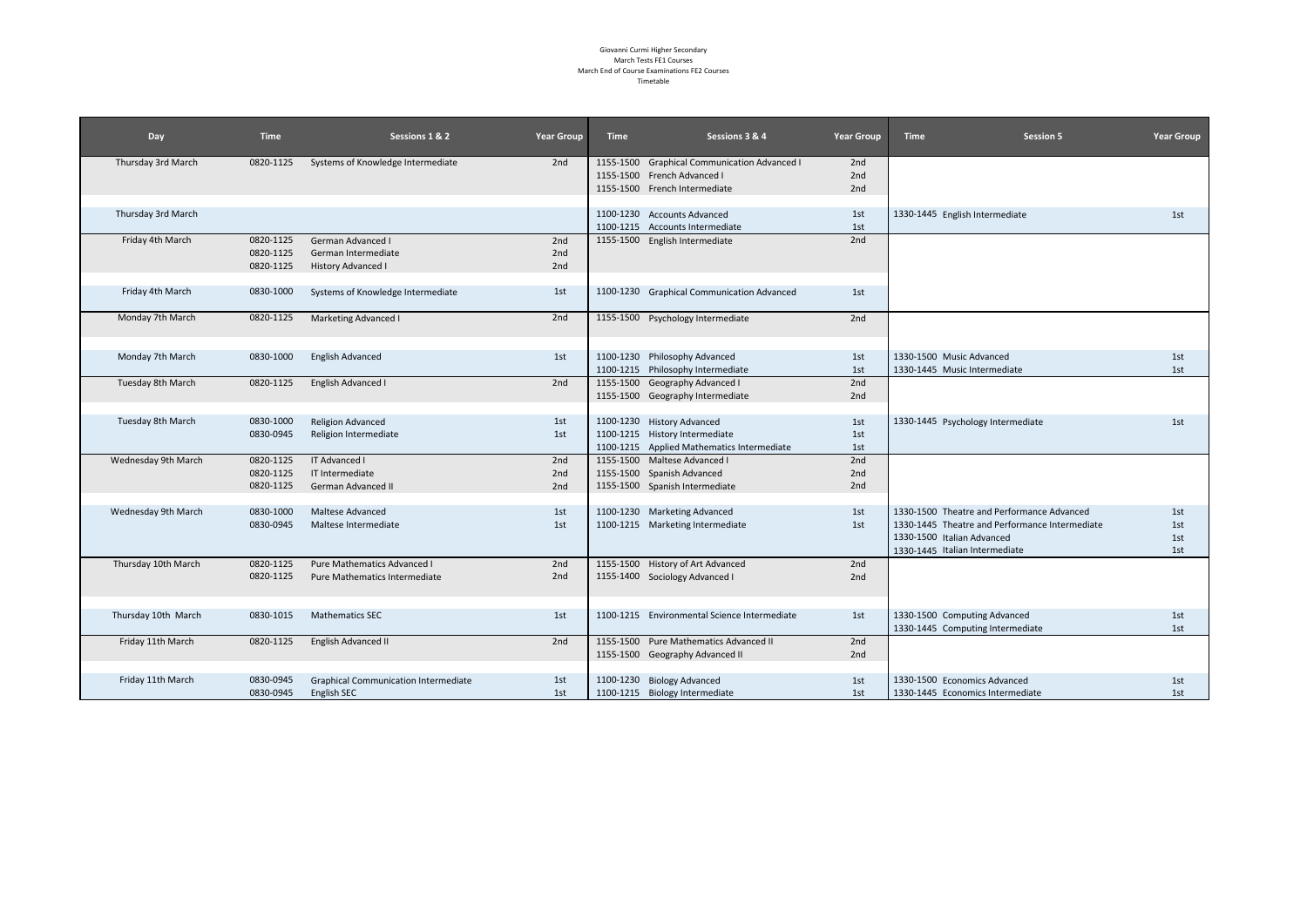Giovanni Curmi Higher Secondary
March Tests FE1 Courses
March End of Course Examinations FE2 Courses
Timetable

| Day | Time | Sessions 1 & 2 | Year Group | Time | Sessions 3 & 4 | Year Group | Time | Session 5 | Year Group |
|---|---|---|---|---|---|---|---|---|---|
| Thursday 3rd March | 0820-1125 | Systems of Knowledge Intermediate | 2nd | 1155-1500 | Graphical Communication Advanced I | 2nd | | | |
| | | | | 1155-1500 | French Advanced I | 2nd | | | |
| | | | | 1155-1500 | French Intermediate | 2nd | | | |
| Thursday 3rd March | | | | 1100-1230 | Accounts Advanced | 1st | 1330-1445 | English Intermediate | 1st |
| | | | | 1100-1215 | Accounts Intermediate | 1st | | | |
| Friday 4th March | 0820-1125 | German Advanced I | 2nd | 1155-1500 | English Intermediate | 2nd | | | |
| | 0820-1125 | German Intermediate | 2nd | | | | | | |
| | 0820-1125 | History Advanced I | 2nd | | | | | | |
| Friday 4th March | 0830-1000 | Systems of Knowledge Intermediate | 1st | 1100-1230 | Graphical Communication Advanced | 1st | | | |
| Monday 7th March | 0820-1125 | Marketing Advanced I | 2nd | 1155-1500 | Psychology Intermediate | 2nd | | | |
| Monday 7th March | 0830-1000 | English Advanced | 1st | 1100-1230 | Philosophy Advanced | 1st | 1330-1500 | Music Advanced | 1st |
| | | | | 1100-1215 | Philosophy Intermediate | 1st | 1330-1445 | Music Intermediate | 1st |
| Tuesday 8th March | 0820-1125 | English Advanced I | 2nd | 1155-1500 | Geography Advanced I | 2nd | | | |
| | | | | 1155-1500 | Geography Intermediate | 2nd | | | |
| Tuesday 8th March | 0830-1000 | Religion Advanced | 1st | 1100-1230 | History Advanced | 1st | 1330-1445 | Psychology Intermediate | 1st |
| | 0830-0945 | Religion Intermediate | 1st | 1100-1215 | History Intermediate | 1st | | | |
| | | | | 1100-1215 | Applied Mathematics Intermediate | 1st | | | |
| Wednesday 9th March | 0820-1125 | IT Advanced I | 2nd | 1155-1500 | Maltese Advanced I | 2nd | | | |
| | 0820-1125 | IT Intermediate | 2nd | 1155-1500 | Spanish Advanced | 2nd | | | |
| | 0820-1125 | German Advanced II | 2nd | 1155-1500 | Spanish Intermediate | 2nd | | | |
| Wednesday 9th March | 0830-1000 | Maltese Advanced | 1st | 1100-1230 | Marketing Advanced | 1st | 1330-1500 | Theatre and Performance Advanced | 1st |
| | 0830-0945 | Maltese Intermediate | 1st | 1100-1215 | Marketing Intermediate | 1st | 1330-1445 | Theatre and Performance Intermediate | 1st |
| | | | | | | | 1330-1500 | Italian Advanced | 1st |
| | | | | | | | 1330-1445 | Italian Intermediate | 1st |
| Thursday 10th March | 0820-1125 | Pure Mathematics Advanced I | 2nd | 1155-1500 | History of Art Advanced | 2nd | | | |
| | 0820-1125 | Pure Mathematics Intermediate | 2nd | 1155-1400 | Sociology Advanced I | 2nd | | | |
| Thursday 10th March | 0830-1015 | Mathematics SEC | 1st | 1100-1215 | Environmental Science Intermediate | 1st | 1330-1500 | Computing Advanced | 1st |
| | | | | | | | 1330-1445 | Computing Intermediate | 1st |
| Friday 11th March | 0820-1125 | English Advanced II | 2nd | 1155-1500 | Pure Mathematics Advanced II | 2nd | | | |
| | | | | 1155-1500 | Geography Advanced II | 2nd | | | |
| Friday 11th March | 0830-0945 | Graphical Communication Intermediate | 1st | 1100-1230 | Biology Advanced | 1st | 1330-1500 | Economics Advanced | 1st |
| | 0830-0945 | English SEC | 1st | 1100-1215 | Biology Intermediate | 1st | 1330-1445 | Economics Intermediate | 1st |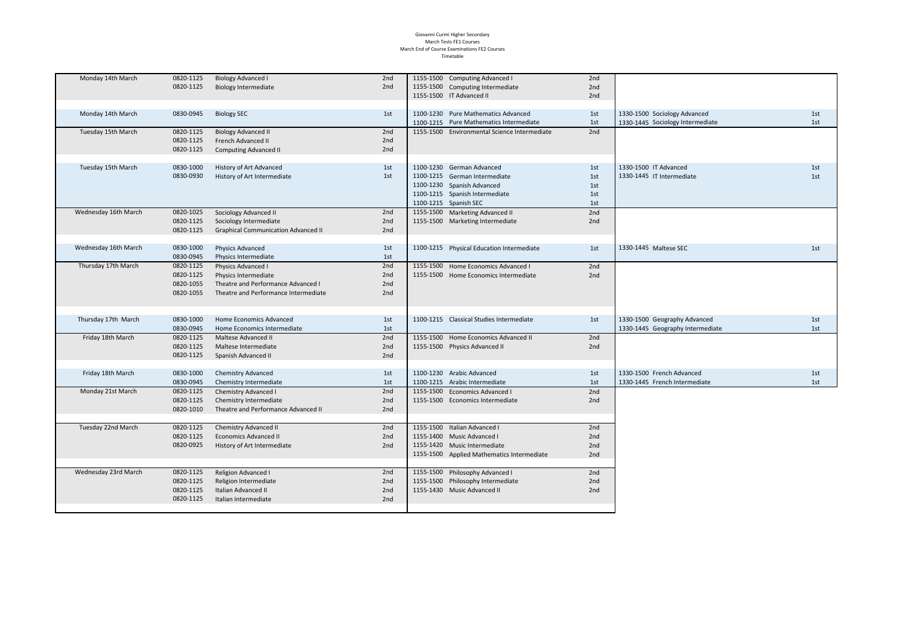Giovanni Curmi Higher Secondary
March Tests FE1 Courses
March End of Course Examinations FE2 Courses
Timetable

| Date | Time | Subject | Year | Time | Subject | Year | Time | Subject | Year |
|---|---|---|---|---|---|---|---|---|---|
| Monday 14th March | 0820-1125 | Biology Advanced I | 2nd | 1155-1500 | Computing Advanced I | 2nd | | | |
| | 0820-1125 | Biology Intermediate | 2nd | 1155-1500 | Computing Intermediate | 2nd | | | |
| | | | | 1155-1500 | IT Advanced II | 2nd | | | |
| Monday 14th March | 0830-0945 | Biology SEC | 1st | 1100-1230 | Pure Mathematics Advanced | 1st | 1330-1500 | Sociology Advanced | 1st |
| | | | | 1100-1215 | Pure Mathematics Intermediate | 1st | 1330-1445 | Sociology Intermediate | 1st |
| Tuesday 15th March | 0820-1125 | Biology Advanced II | 2nd | 1155-1500 | Environmental Science Intermediate | 2nd | | | |
| | 0820-1125 | French Advanced II | 2nd | | | | | | |
| | 0820-1125 | Computing Advanced II | 2nd | | | | | | |
| Tuesday 15th March | 0830-1000 | History of Art Advanced | 1st | 1100-1230 | German Advanced | 1st | 1330-1500 | IT Advanced | 1st |
| | 0830-0930 | History of Art Intermediate | 1st | 1100-1215 | German Intermediate | 1st | 1330-1445 | IT Intermediate | 1st |
| | | | | 1100-1230 | Spanish Advanced | 1st | | | |
| | | | | 1100-1215 | Spanish Intermediate | 1st | | | |
| | | | | 1100-1215 | Spanish SEC | 1st | | | |
| Wednesday 16th March | 0820-1025 | Sociology Advanced II | 2nd | 1155-1500 | Marketing Advanced II | 2nd | | | |
| | 0820-1125 | Sociology Intermediate | 2nd | 1155-1500 | Marketing Intermediate | 2nd | | | |
| | 0820-1125 | Graphical Communication Advanced II | 2nd | | | | | | |
| Wednesday 16th March | 0830-1000 | Physics Advanced | 1st | 1100-1215 | Physical Education Intermediate | 1st | 1330-1445 | Maltese SEC | 1st |
| | 0830-0945 | Physics Intermediate | 1st | | | | | | |
| Thursday 17th March | 0820-1125 | Physics Advanced I | 2nd | 1155-1500 | Home Economics Advanced I | 2nd | | | |
| | 0820-1125 | Physics Intermediate | 2nd | 1155-1500 | Home Economics Intermediate | 2nd | | | |
| | 0820-1055 | Theatre and Performance Advanced I | 2nd | | | | | | |
| | 0820-1055 | Theatre and Performance Intermediate | 2nd | | | | | | |
| Thursday 17th March | 0830-1000 | Home Economics Advanced | 1st | 1100-1215 | Classical Studies Intermediate | 1st | 1330-1500 | Geography Advanced | 1st |
| | 0830-0945 | Home Economics Intermediate | 1st | | | | 1330-1445 | Geography Intermediate | 1st |
| Friday 18th March | 0820-1125 | Maltese Advanced II | 2nd | 1155-1500 | Home Economics Advanced II | 2nd | | | |
| | 0820-1125 | Maltese Intermediate | 2nd | 1155-1500 | Physics Advanced II | 2nd | | | |
| | 0820-1125 | Spanish Advanced II | 2nd | | | | | | |
| Friday 18th March | 0830-1000 | Chemistry Advanced | 1st | 1100-1230 | Arabic Advanced | 1st | 1330-1500 | French Advanced | 1st |
| | 0830-0945 | Chemistry Intermediate | 1st | 1100-1215 | Arabic Intermediate | 1st | 1330-1445 | French Intermediate | 1st |
| Monday 21st March | 0820-1125 | Chemistry Advanced I | 2nd | 1155-1500 | Economics Advanced I | 2nd | | | |
| | 0820-1125 | Chemistry Intermediate | 2nd | 1155-1500 | Economics Intermediate | 2nd | | | |
| | 0820-1010 | Theatre and Performance Advanced II | 2nd | | | | | | |
| Tuesday 22nd March | 0820-1125 | Chemistry Advanced II | 2nd | 1155-1500 | Italian Advanced I | 2nd | | | |
| | 0820-1125 | Economics Advanced II | 2nd | 1155-1400 | Music Advanced I | 2nd | | | |
| | 0820-0925 | History of Art Intermediate | 2nd | 1155-1420 | Music Intermediate | 2nd | | | |
| | | | | 1155-1500 | Applied Mathematics Intermediate | 2nd | | | |
| Wednesday 23rd March | 0820-1125 | Religion Advanced I | 2nd | 1155-1500 | Philosophy Advanced I | 2nd | | | |
| | 0820-1125 | Religion Intermediate | 2nd | 1155-1500 | Philosophy Intermediate | 2nd | | | |
| | 0820-1125 | Italian Advanced II | 2nd | 1155-1430 | Music Advanced II | 2nd | | | |
| | 0820-1125 | Italian Intermediate | 2nd | | | | | | |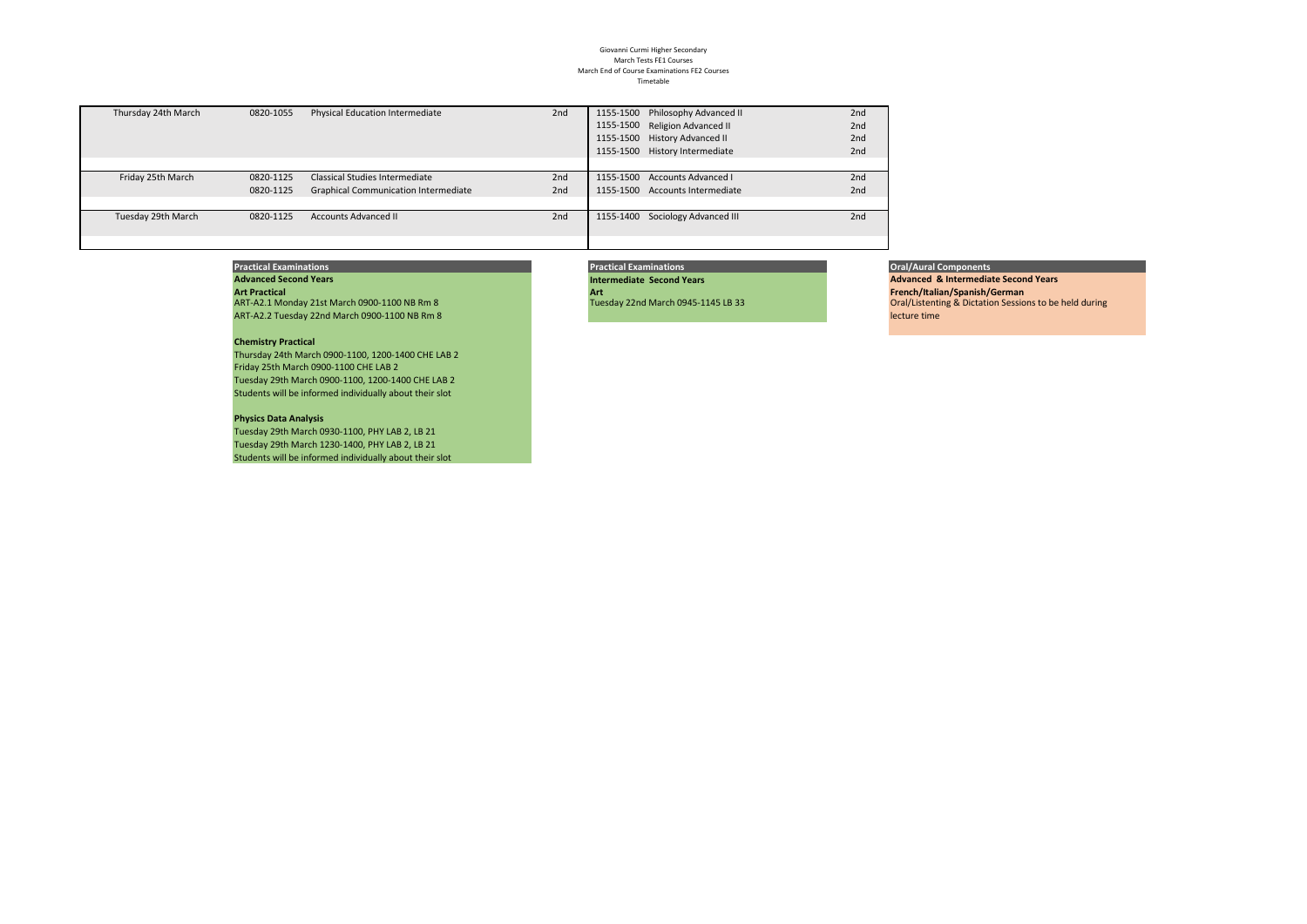Giovanni Curmi Higher Secondary
March Tests FE1 Courses
March End of Course Examinations FE2 Courses
Timetable

| | | | | | | |
|---|---|---|---|---|---|---|
| Thursday 24th March | 0820-1055 | Physical Education Intermediate | 2nd | 1155-1500 | Philosophy Advanced II | 2nd |
| | | | | 1155-1500 | Religion Advanced II | 2nd |
| | | | | 1155-1500 | History Advanced II | 2nd |
| | | | | 1155-1500 | History Intermediate | 2nd |
| Friday 25th March | 0820-1125 | Classical Studies Intermediate | 2nd | 1155-1500 | Accounts Advanced I | 2nd |
| | 0820-1125 | Graphical Communication Intermediate | 2nd | 1155-1500 | Accounts Intermediate | 2nd |
| Tuesday 29th March | 0820-1125 | Accounts Advanced II | 2nd | 1155-1400 | Sociology Advanced III | 2nd |

**Practical Examinations**

**Advanced Second Years**

**Art Practical**
ART-A2.1 Monday 21st March 0900-1100 NB Rm 8
ART-A2.2 Tuesday 22nd March 0900-1100 NB Rm 8

**Chemistry Practical**
Thursday 24th March 0900-1100, 1200-1400 CHE LAB 2
Friday 25th March 0900-1100 CHE LAB 2
Tuesday 29th March 0900-1100, 1200-1400 CHE LAB 2
Students will be informed individually about their slot

**Physics Data Analysis**
Tuesday 29th March 0930-1100, PHY LAB 2, LB 21
Tuesday 29th March 1230-1400, PHY LAB 2, LB 21
Students will be informed individually about their slot

**Practical Examinations**

**Intermediate Second Years**

**Art**
Tuesday 22nd March 0945-1145 LB 33

**Oral/Aural Components**

**Advanced & Intermediate Second Years**

**French/Italian/Spanish/German**
Oral/Listenting & Dictation Sessions to be held during lecture time